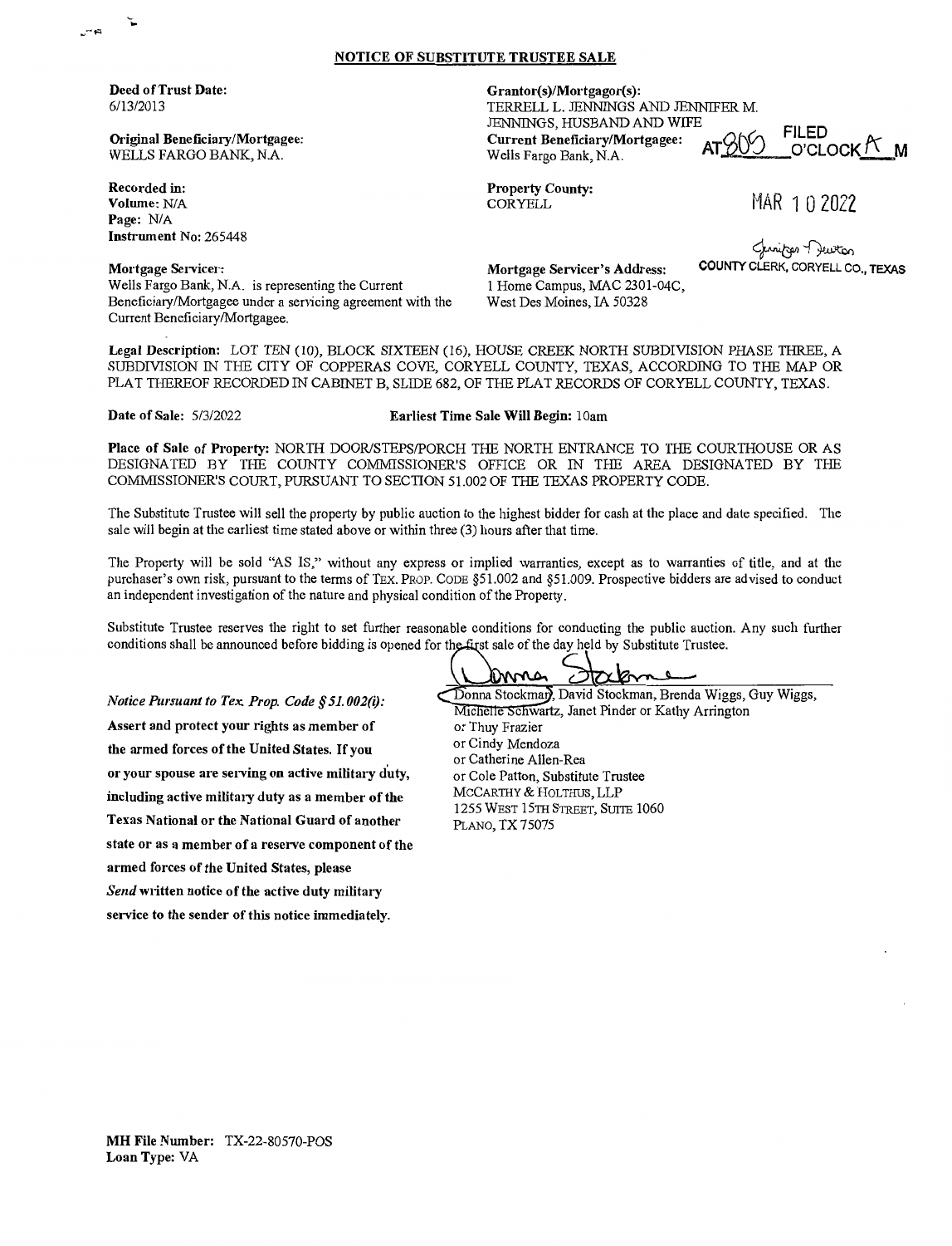## NOTICE OF SUBSTITUTE TRUSTEE SALE

**Deed of Trust Date:**
6/13/2013

**Grantor(s)/Mortgagor(s):**
TERRELL L. JENNINGS AND JENNIFER M. JENNINGS, HUSBAND AND WIFE

**Original Beneficiary/Mortgagee:**
WELLS FARGO BANK, N.A.

**Current Beneficiary/Mortgagee:**
Wells Fargo Bank, N.A.

FILED
AT 8:00 O'CLOCK A M

MAR 10 2022

Jennifer Newton
COUNTY CLERK, CORYELL CO., TEXAS

**Recorded in:**
**Volume:** N/A
**Page:** N/A
**Instrument No:** 265448

**Property County:**
CORYELL

**Mortgage Servicer:**
Wells Fargo Bank, N.A. is representing the Current Beneficiary/Mortgagee under a servicing agreement with the Current Beneficiary/Mortgagee.

**Mortgage Servicer's Address:**
1 Home Campus, MAC 2301-04C,
West Des Moines, IA 50328

**Legal Description:** LOT TEN (10), BLOCK SIXTEEN (16), HOUSE CREEK NORTH SUBDIVISION PHASE THREE, A SUBDIVISION IN THE CITY OF COPPERAS COVE, CORYELL COUNTY, TEXAS, ACCORDING TO THE MAP OR PLAT THEREOF RECORDED IN CABINET B, SLIDE 682, OF THE PLAT RECORDS OF CORYELL COUNTY, TEXAS.

**Date of Sale:** 5/3/2022 **Earliest Time Sale Will Begin:** 10am

**Place of Sale of Property:** NORTH DOOR/STEPS/PORCH THE NORTH ENTRANCE TO THE COURTHOUSE OR AS DESIGNATED BY THE COUNTY COMMISSIONER'S OFFICE OR IN THE AREA DESIGNATED BY THE COMMISSIONER'S COURT, PURSUANT TO SECTION 51.002 OF THE TEXAS PROPERTY CODE.

The Substitute Trustee will sell the property by public auction to the highest bidder for cash at the place and date specified. The sale will begin at the earliest time stated above or within three (3) hours after that time.

The Property will be sold "AS IS," without any express or implied warranties, except as to warranties of title, and at the purchaser's own risk, pursuant to the terms of TEX. PROP. CODE §51.002 and §51.009. Prospective bidders are advised to conduct an independent investigation of the nature and physical condition of the Property.

Substitute Trustee reserves the right to set further reasonable conditions for conducting the public auction. Any such further conditions shall be announced before bidding is opened for the first sale of the day held by Substitute Trustee.

*Notice Pursuant to Tex. Prop. Code § 51.002(i):*
**Assert and protect your rights as member of the armed forces of the United States. If you or your spouse are serving on active military duty, including active military duty as a member of the Texas National or the National Guard of another state or as a member of a reserve component of the armed forces of the United States, please *Send* written notice of the active duty military service to the sender of this notice immediately.**

Donna Stockman

Donna Stockman, David Stockman, Brenda Wiggs, Guy Wiggs, Michelle Schwartz, Janet Pinder or Kathy Arrington
or Thuy Frazier
or Cindy Mendoza
or Catherine Allen-Rea
or Cole Patton, Substitute Trustee
MCCARTHY & HOLTHUS, LLP
1255 WEST 15TH STREET, SUITE 1060
PLANO, TX 75075

**MH File Number:** TX-22-80570-POS
**Loan Type:** VA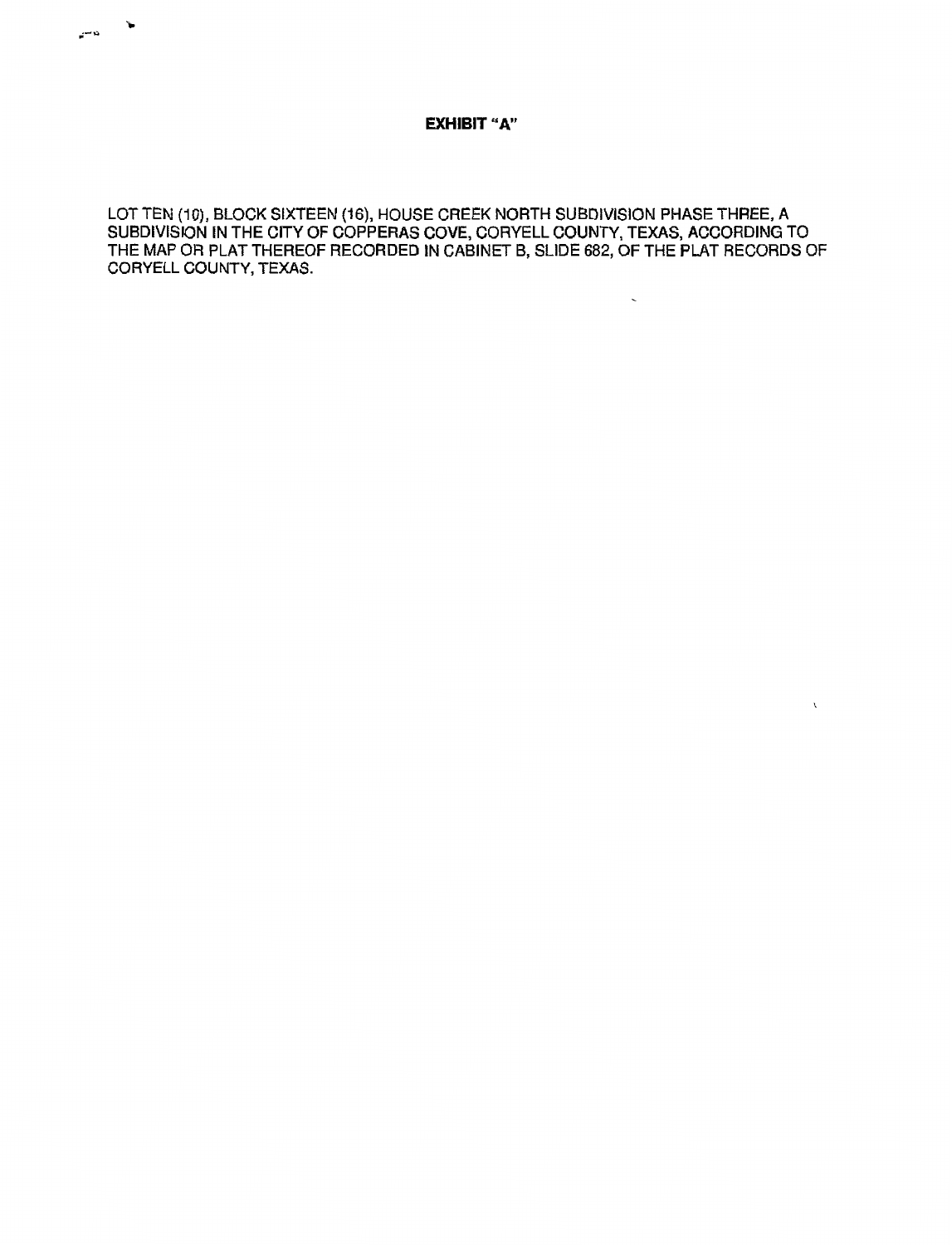**EXHIBIT "A"**

LOT TEN (10), BLOCK SIXTEEN (16), HOUSE CREEK NORTH SUBDIVISION PHASE THREE, A SUBDIVISION IN THE CITY OF COPPERAS COVE, CORYELL COUNTY, TEXAS, ACCORDING TO THE MAP OR PLAT THEREOF RECORDED IN CABINET B, SLIDE 682, OF THE PLAT RECORDS OF CORYELL COUNTY, TEXAS.